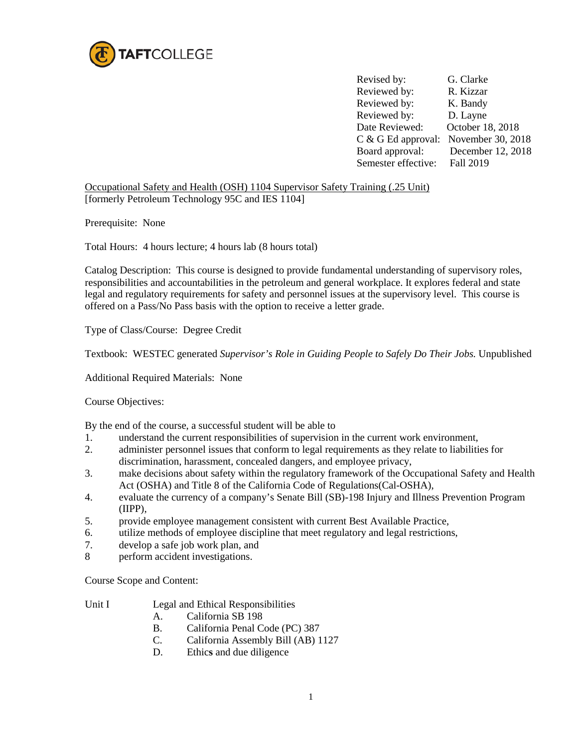TAFTCOLLEGE

| | |
|---|---|
| Revised by: | G. Clarke |
| Reviewed by: | R. Kizzar |
| Reviewed by: | K. Bandy |
| Reviewed by: | D. Layne |
| Date Reviewed: | October 18, 2018 |
| C & G Ed approval: | November 30, 2018 |
| Board approval: | December 12, 2018 |
| Semester effective: | Fall 2019 |

Occupational Safety and Health (OSH) 1104 Supervisor Safety Training (.25 Unit)
[formerly Petroleum Technology 95C and IES 1104]

Prerequisite: None

Total Hours: 4 hours lecture; 4 hours lab (8 hours total)

Catalog Description: This course is designed to provide fundamental understanding of supervisory roles, responsibilities and accountabilities in the petroleum and general workplace. It explores federal and state legal and regulatory requirements for safety and personnel issues at the supervisory level. This course is offered on a Pass/No Pass basis with the option to receive a letter grade.

Type of Class/Course: Degree Credit

Textbook: WESTEC generated *Supervisor's Role in Guiding People to Safely Do Their Jobs.* Unpublished

Additional Required Materials: None

Course Objectives:

By the end of the course, a successful student will be able to

1. understand the current responsibilities of supervision in the current work environment,
2. administer personnel issues that conform to legal requirements as they relate to liabilities for discrimination, harassment, concealed dangers, and employee privacy,
3. make decisions about safety within the regulatory framework of the Occupational Safety and Health Act (OSHA) and Title 8 of the California Code of Regulations(Cal-OSHA),
4. evaluate the currency of a company's Senate Bill (SB)-198 Injury and Illness Prevention Program (IIPP),
5. provide employee management consistent with current Best Available Practice,
6. utilize methods of employee discipline that meet regulatory and legal restrictions,
7. develop a safe job work plan, and
8. perform accident investigations.

Course Scope and Content:

Unit I Legal and Ethical Responsibilities

- A. California SB 198
- B. California Penal Code (PC) 387
- C. California Assembly Bill (AB) 1127
- D. Ethics and due diligence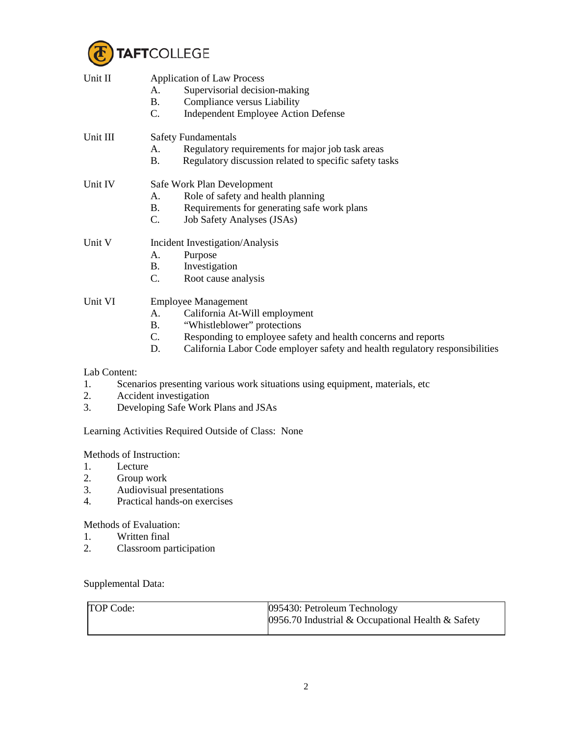Unit II Application of Law Process
- A. Supervisorial decision-making
- B. Compliance versus Liability
- C. Independent Employee Action Defense

Unit III Safety Fundamentals
- A. Regulatory requirements for major job task areas
- B. Regulatory discussion related to specific safety tasks

Unit IV Safe Work Plan Development
- A. Role of safety and health planning
- B. Requirements for generating safe work plans
- C. Job Safety Analyses (JSAs)

Unit V Incident Investigation/Analysis
- A. Purpose
- B. Investigation
- C. Root cause analysis

Unit VI Employee Management
- A. California At-Will employment
- B. "Whistleblower" protections
- C. Responding to employee safety and health concerns and reports
- D. California Labor Code employer safety and health regulatory responsibilities

Lab Content:
1. Scenarios presenting various work situations using equipment, materials, etc
2. Accident investigation
3. Developing Safe Work Plans and JSAs

Learning Activities Required Outside of Class: None

Methods of Instruction:
1. Lecture
2. Group work
3. Audiovisual presentations
4. Practical hands-on exercises

Methods of Evaluation:
1. Written final
2. Classroom participation

Supplemental Data:

| TOP Code: | 095430: Petroleum Technology<br>0956.70 Industrial & Occupational Health & Safety |
|---|---|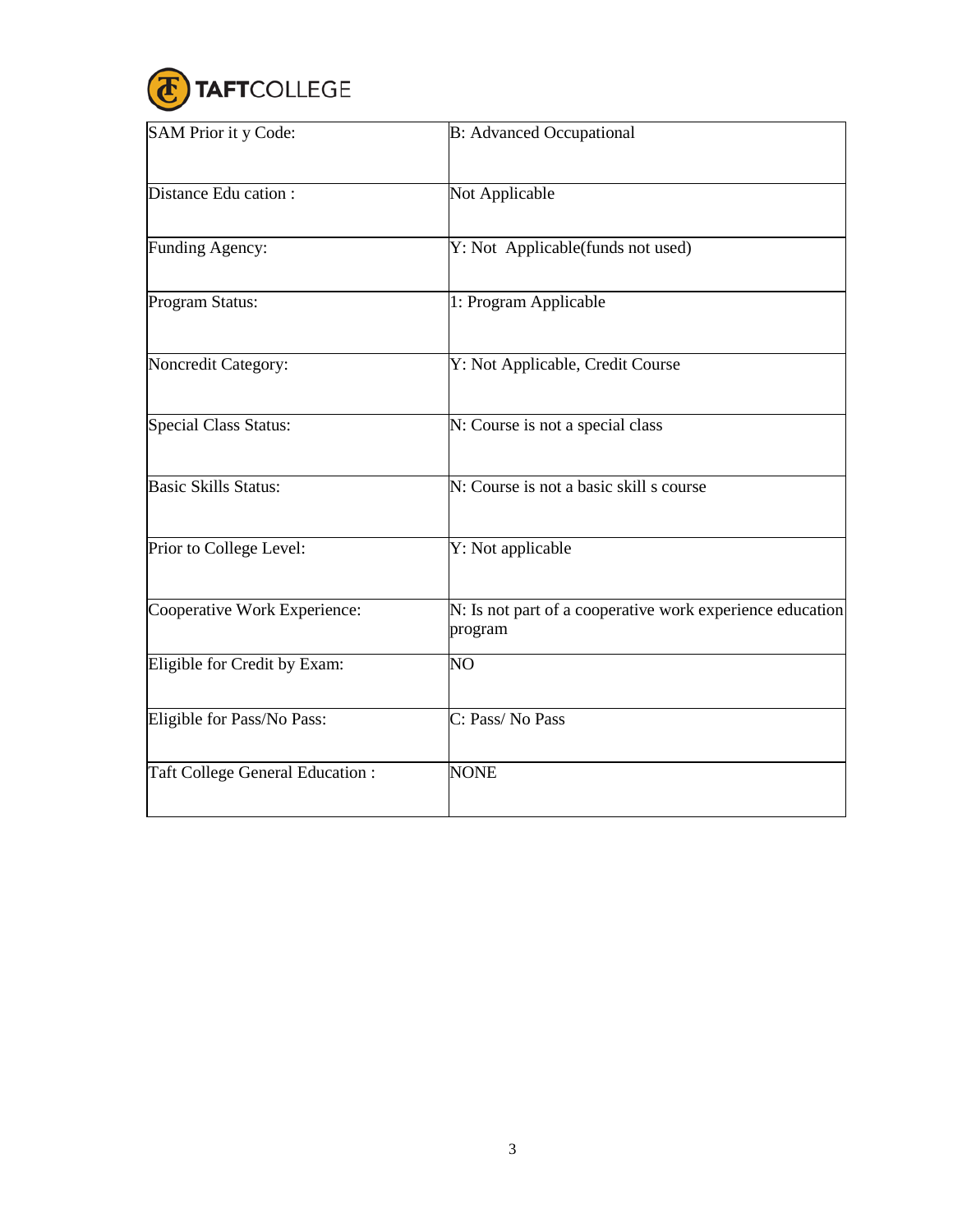| | |
|---|---|
| SAM Prior it y Code: | B: Advanced Occupational |
| Distance Edu cation : | Not Applicable |
| Funding Agency: | Y: Not Applicable(funds not used) |
| Program Status: | 1: Program Applicable |
| Noncredit Category: | Y: Not Applicable, Credit Course |
| Special Class Status: | N: Course is not a special class |
| Basic Skills Status: | N: Course is not a basic skill s course |
| Prior to College Level: | Y: Not applicable |
| Cooperative Work Experience: | N: Is not part of a cooperative work experience education program |
| Eligible for Credit by Exam: | NO |
| Eligible for Pass/No Pass: | C: Pass/ No Pass |
| Taft College General Education : | NONE |